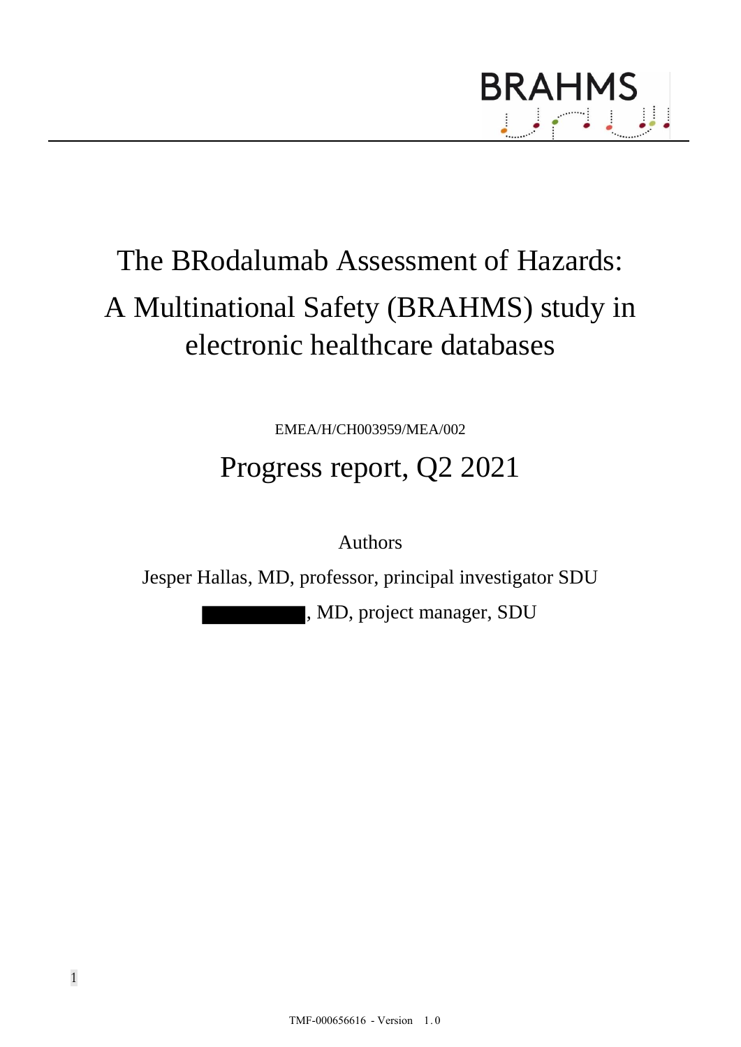BRAHMS

# The BRodalumab Assessment of Hazards: A Multinational Safety (BRAHMS) study in electronic healthcare databases

EMEA/H/CH003959/MEA/002

## Progress report, Q2 2021

Authors

Jesper Hallas, MD, professor, principal investigator SDU

████████, MD, project manager, SDU

TMF-000656616 - Version 1.0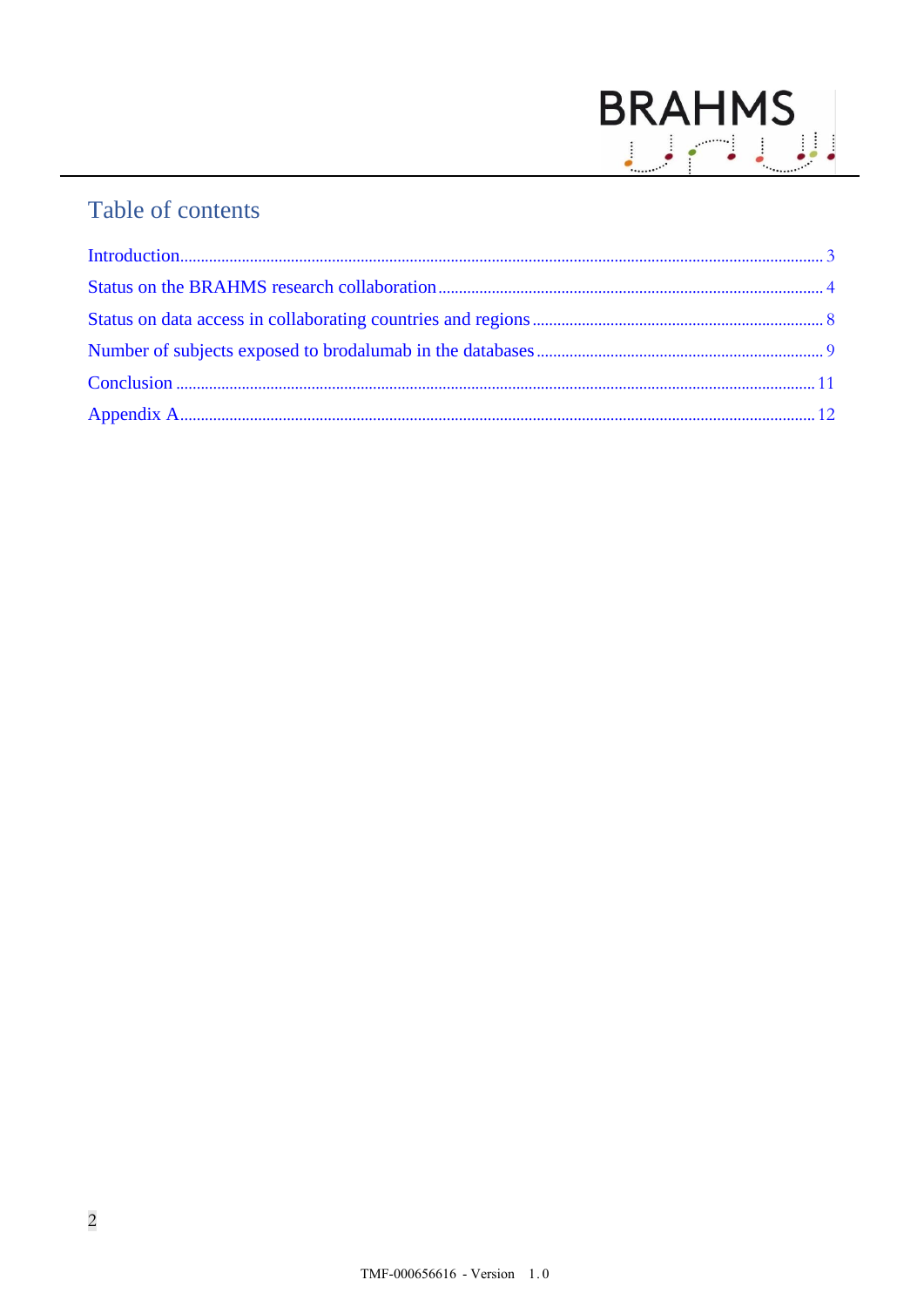## Table of contents

Introduction .......... 3

Status on the BRAHMS research collaboration .......... 4

Status on data access in collaborating countries and regions .......... 8

Number of subjects exposed to brodalumab in the databases .......... 9

Conclusion .......... 11

Appendix A .......... 12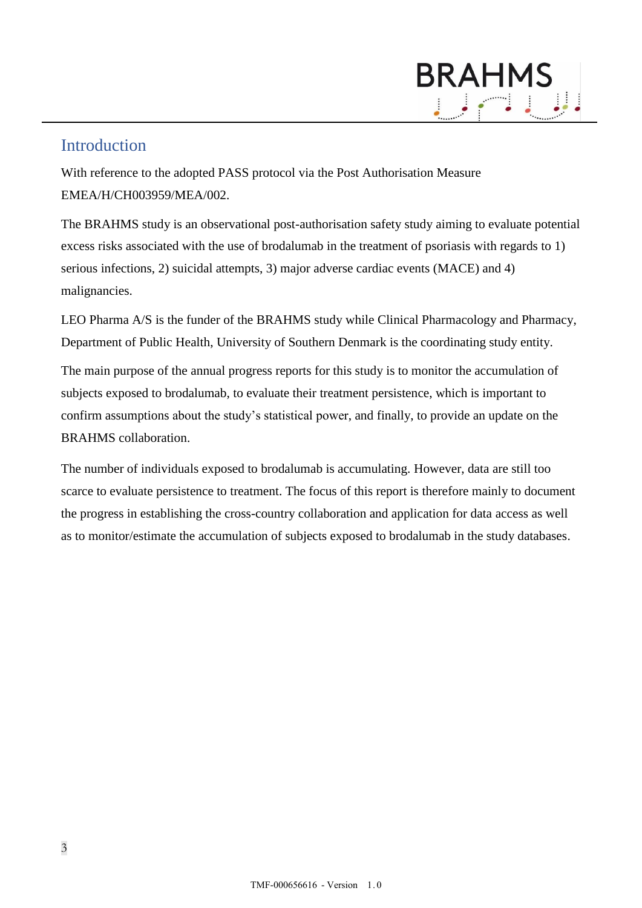# Introduction

With reference to the adopted PASS protocol via the Post Authorisation Measure EMEA/H/CH003959/MEA/002.

The BRAHMS study is an observational post-authorisation safety study aiming to evaluate potential excess risks associated with the use of brodalumab in the treatment of psoriasis with regards to 1) serious infections, 2) suicidal attempts, 3) major adverse cardiac events (MACE) and 4) malignancies.

LEO Pharma A/S is the funder of the BRAHMS study while Clinical Pharmacology and Pharmacy, Department of Public Health, University of Southern Denmark is the coordinating study entity.

The main purpose of the annual progress reports for this study is to monitor the accumulation of subjects exposed to brodalumab, to evaluate their treatment persistence, which is important to confirm assumptions about the study's statistical power, and finally, to provide an update on the BRAHMS collaboration.

The number of individuals exposed to brodalumab is accumulating. However, data are still too scarce to evaluate persistence to treatment. The focus of this report is therefore mainly to document the progress in establishing the cross-country collaboration and application for data access as well as to monitor/estimate the accumulation of subjects exposed to brodalumab in the study databases.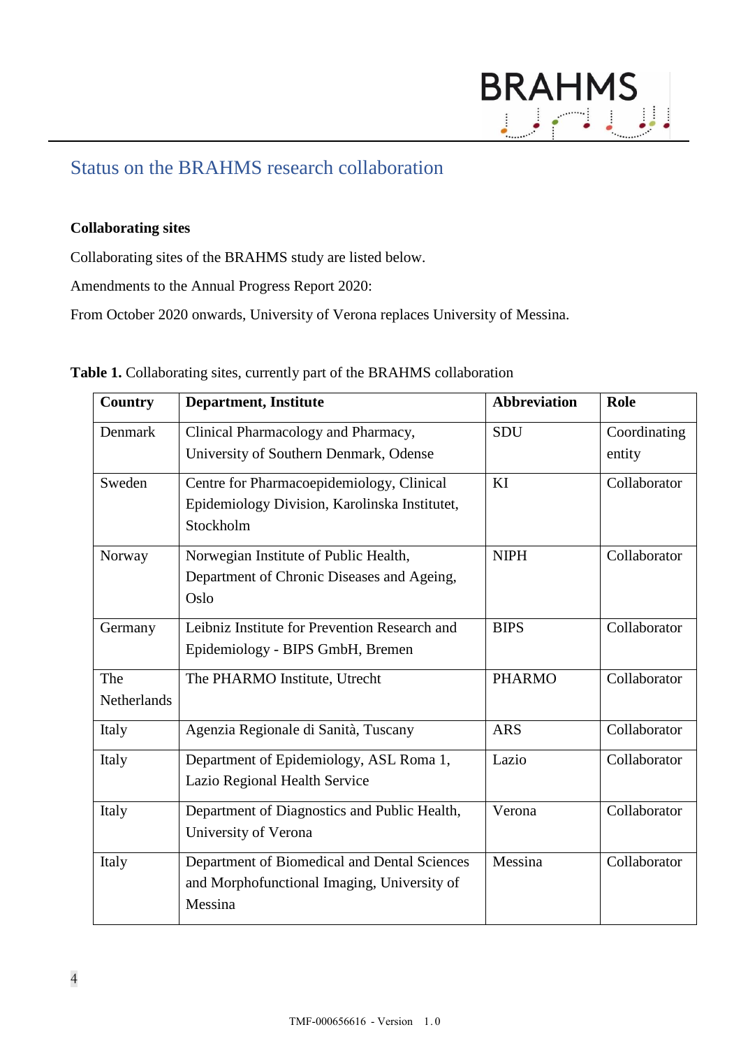## Status on the BRAHMS research collaboration

### Collaborating sites

Collaborating sites of the BRAHMS study are listed below.

Amendments to the Annual Progress Report 2020:

From October 2020 onwards, University of Verona replaces University of Messina.

**Table 1.** Collaborating sites, currently part of the BRAHMS collaboration

| Country | Department, Institute | Abbreviation | Role |
|---|---|---|---|
| Denmark | Clinical Pharmacology and Pharmacy, University of Southern Denmark, Odense | SDU | Coordinating entity |
| Sweden | Centre for Pharmacoepidemiology, Clinical Epidemiology Division, Karolinska Institutet, Stockholm | KI | Collaborator |
| Norway | Norwegian Institute of Public Health, Department of Chronic Diseases and Ageing, Oslo | NIPH | Collaborator |
| Germany | Leibniz Institute for Prevention Research and Epidemiology - BIPS GmbH, Bremen | BIPS | Collaborator |
| The Netherlands | The PHARMO Institute, Utrecht | PHARMO | Collaborator |
| Italy | Agenzia Regionale di Sanità, Tuscany | ARS | Collaborator |
| Italy | Department of Epidemiology, ASL Roma 1, Lazio Regional Health Service | Lazio | Collaborator |
| Italy | Department of Diagnostics and Public Health, University of Verona | Verona | Collaborator |
| Italy | Department of Biomedical and Dental Sciences and Morphofunctional Imaging, University of Messina | Messina | Collaborator |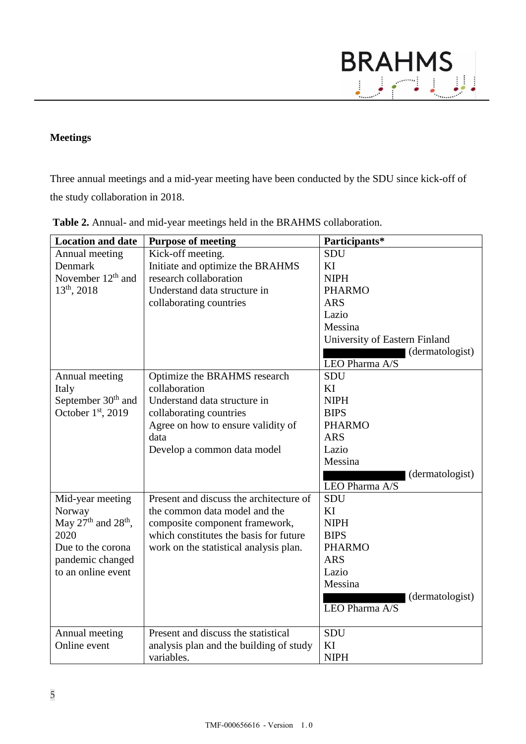**Meetings**

Three annual meetings and a mid-year meeting have been conducted by the SDU since kick-off of the study collaboration in 2018.

**Table 2.** Annual- and mid-year meetings held in the BRAHMS collaboration.

| Location and date | Purpose of meeting | Participants* |
|---|---|---|
| Annual meeting<br>Denmark<br>November 12th and 13th, 2018 | Kick-off meeting.<br>Initiate and optimize the BRAHMS research collaboration<br>Understand data structure in collaborating countries | SDU<br>KI<br>NIPH<br>PHARMO<br>ARS<br>Lazio<br>Messina<br>University of Eastern Finland<br>█████ (dermatologist)<br>LEO Pharma A/S |
| Annual meeting<br>Italy<br>September 30th and October 1st, 2019 | Optimize the BRAHMS research collaboration<br>Understand data structure in collaborating countries<br>Agree on how to ensure validity of data<br>Develop a common data model | SDU<br>KI<br>NIPH<br>BIPS<br>PHARMO<br>ARS<br>Lazio<br>Messina<br>█████ (dermatologist)<br>LEO Pharma A/S |
| Mid-year meeting<br>Norway<br>May 27th and 28th, 2020<br>Due to the corona pandemic changed to an online event | Present and discuss the architecture of the common data model and the composite component framework, which constitutes the basis for future work on the statistical analysis plan. | SDU<br>KI<br>NIPH<br>BIPS<br>PHARMO<br>ARS<br>Lazio<br>Messina<br>█████ (dermatologist)<br>LEO Pharma A/S |
| Annual meeting<br>Online event | Present and discuss the statistical analysis plan and the building of study variables. | SDU<br>KI<br>NIPH |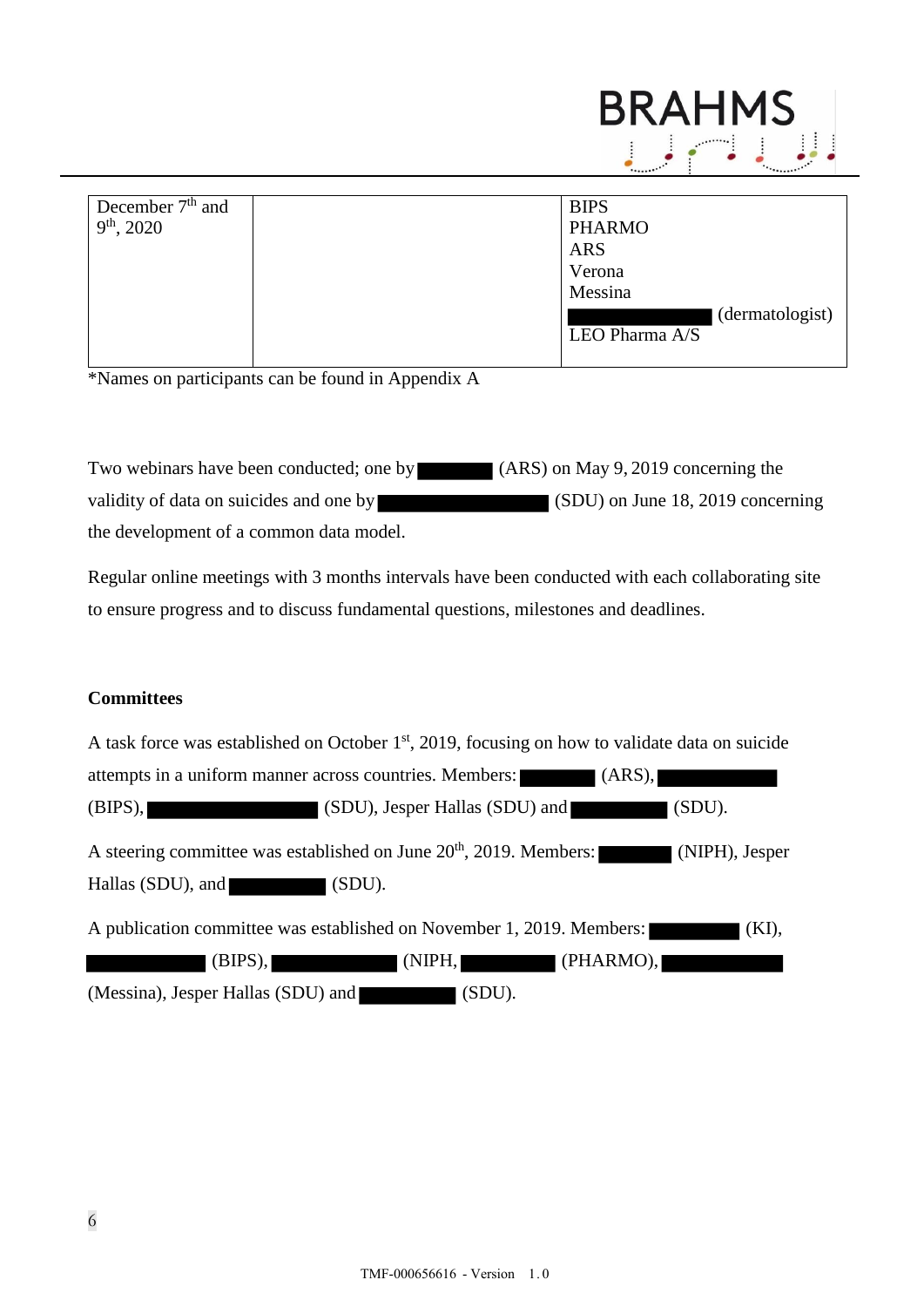| December 7th and 9th, 2020 | | BIPS<br>PHARMO<br>ARS<br>Verona<br>Messina<br>█████ (dermatologist)<br>LEO Pharma A/S |
|---|---|---|

*Names on participants can be found in Appendix A

Two webinars have been conducted; one by █████ (ARS) on May 9, 2019 concerning the validity of data on suicides and one by █████ (SDU) on June 18, 2019 concerning the development of a common data model.

Regular online meetings with 3 months intervals have been conducted with each collaborating site to ensure progress and to discuss fundamental questions, milestones and deadlines.

**Committees**

A task force was established on October 1st, 2019, focusing on how to validate data on suicide attempts in a uniform manner across countries. Members: █████ (ARS), █████ (BIPS), █████ (SDU), Jesper Hallas (SDU) and █████ (SDU).

A steering committee was established on June 20th, 2019. Members: █████ (NIPH), Jesper Hallas (SDU), and █████ (SDU).

A publication committee was established on November 1, 2019. Members: █████ (KI), █████ (BIPS), █████ (NIPH, █████ (PHARMO), █████ (Messina), Jesper Hallas (SDU) and █████ (SDU).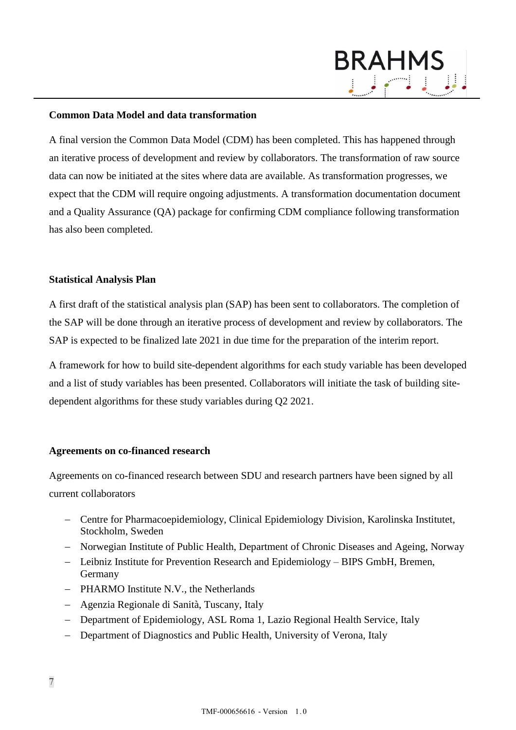**Common Data Model and data transformation**

A final version the Common Data Model (CDM) has been completed. This has happened through an iterative process of development and review by collaborators. The transformation of raw source data can now be initiated at the sites where data are available. As transformation progresses, we expect that the CDM will require ongoing adjustments. A transformation documentation document and a Quality Assurance (QA) package for confirming CDM compliance following transformation has also been completed.

**Statistical Analysis Plan**

A first draft of the statistical analysis plan (SAP) has been sent to collaborators. The completion of the SAP will be done through an iterative process of development and review by collaborators. The SAP is expected to be finalized late 2021 in due time for the preparation of the interim report.

A framework for how to build site-dependent algorithms for each study variable has been developed and a list of study variables has been presented. Collaborators will initiate the task of building site-dependent algorithms for these study variables during Q2 2021.

**Agreements on co-financed research**

Agreements on co-financed research between SDU and research partners have been signed by all current collaborators

- Centre for Pharmacoepidemiology, Clinical Epidemiology Division, Karolinska Institutet, Stockholm, Sweden
- Norwegian Institute of Public Health, Department of Chronic Diseases and Ageing, Norway
- Leibniz Institute for Prevention Research and Epidemiology – BIPS GmbH, Bremen, Germany
- PHARMO Institute N.V., the Netherlands
- Agenzia Regionale di Sanità, Tuscany, Italy
- Department of Epidemiology, ASL Roma 1, Lazio Regional Health Service, Italy
- Department of Diagnostics and Public Health, University of Verona, Italy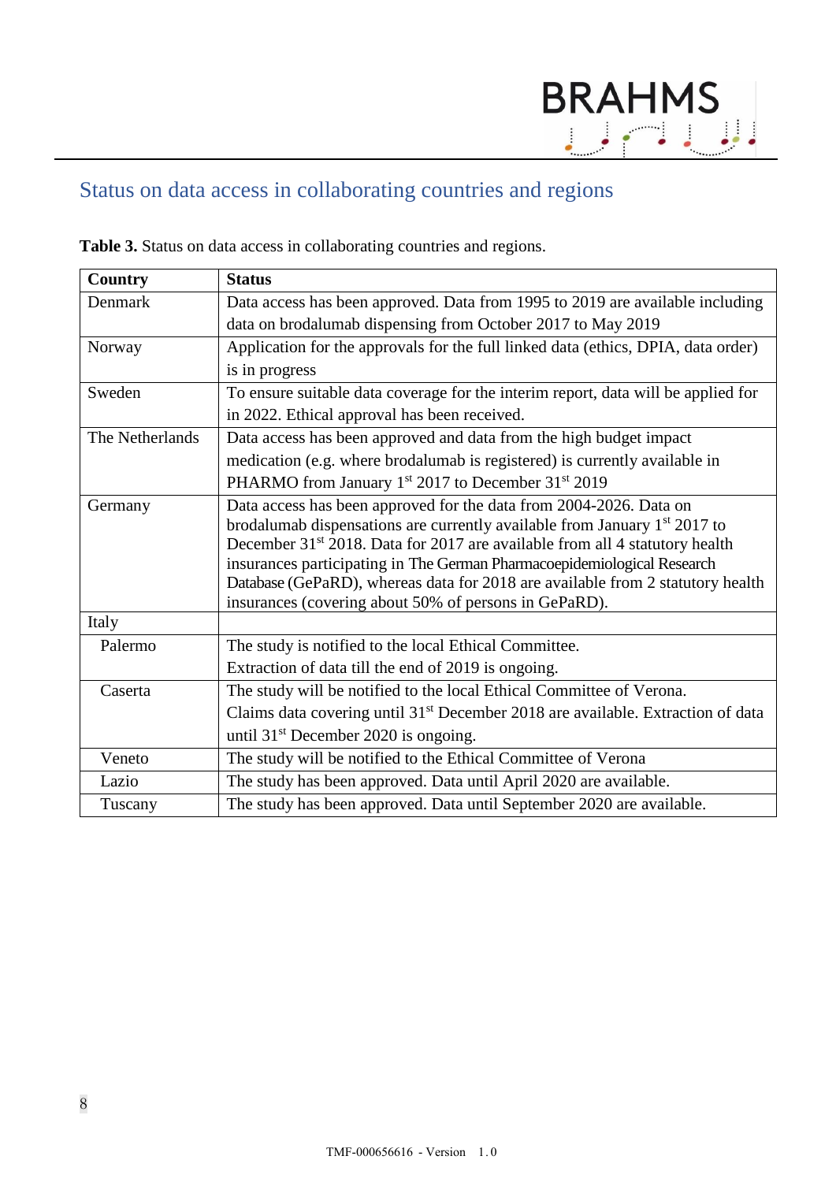## Status on data access in collaborating countries and regions

**Table 3.** Status on data access in collaborating countries and regions.

| Country | Status |
|---|---|
| Denmark | Data access has been approved. Data from 1995 to 2019 are available including data on brodalumab dispensing from October 2017 to May 2019 |
| Norway | Application for the approvals for the full linked data (ethics, DPIA, data order) is in progress |
| Sweden | To ensure suitable data coverage for the interim report, data will be applied for in 2022. Ethical approval has been received. |
| The Netherlands | Data access has been approved and data from the high budget impact medication (e.g. where brodalumab is registered) is currently available in PHARMO from January 1st 2017 to December 31st 2019 |
| Germany | Data access has been approved for the data from 2004-2026. Data on brodalumab dispensations are currently available from January 1st 2017 to December 31st 2018. Data for 2017 are available from all 4 statutory health insurances participating in The German Pharmacoepidemiological Research Database (GePaRD), whereas data for 2018 are available from 2 statutory health insurances (covering about 50% of persons in GePaRD). |
| Italy | |
| Palermo | The study is notified to the local Ethical Committee. Extraction of data till the end of 2019 is ongoing. |
| Caserta | The study will be notified to the local Ethical Committee of Verona. Claims data covering until 31st December 2018 are available. Extraction of data until 31st December 2020 is ongoing. |
| Veneto | The study will be notified to the Ethical Committee of Verona |
| Lazio | The study has been approved. Data until April 2020 are available. |
| Tuscany | The study has been approved. Data until September 2020 are available. |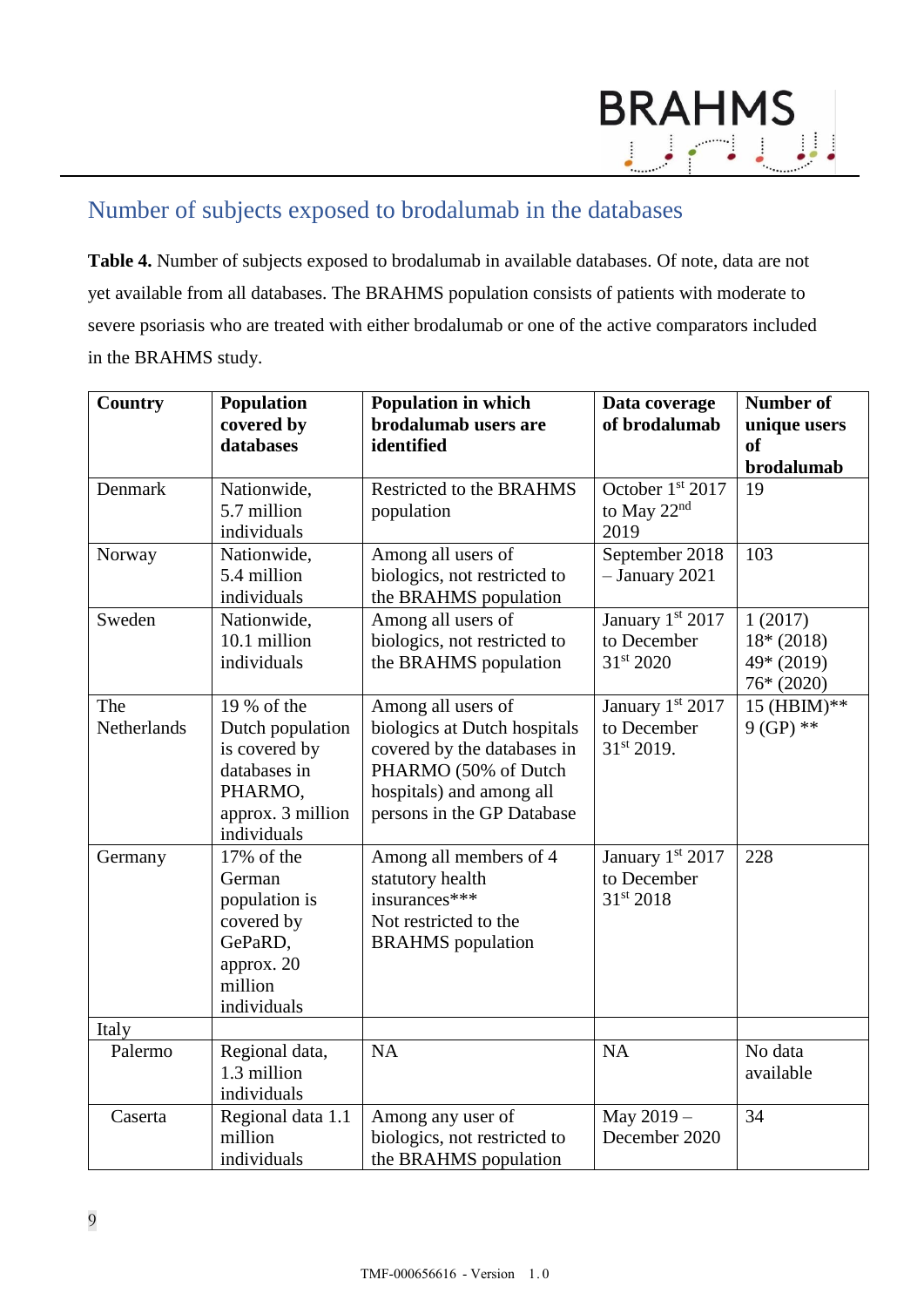## Number of subjects exposed to brodalumab in the databases

**Table 4.** Number of subjects exposed to brodalumab in available databases. Of note, data are not yet available from all databases. The BRAHMS population consists of patients with moderate to severe psoriasis who are treated with either brodalumab or one of the active comparators included in the BRAHMS study.

| Country | Population covered by databases | Population in which brodalumab users are identified | Data coverage of brodalumab | Number of unique users of brodalumab |
|---|---|---|---|---|
| Denmark | Nationwide, 5.7 million individuals | Restricted to the BRAHMS population | October 1st 2017 to May 22nd 2019 | 19 |
| Norway | Nationwide, 5.4 million individuals | Among all users of biologics, not restricted to the BRAHMS population | September 2018 – January 2021 | 103 |
| Sweden | Nationwide, 10.1 million individuals | Among all users of biologics, not restricted to the BRAHMS population | January 1st 2017 to December 31st 2020 | 1 (2017)<br>18* (2018)<br>49* (2019)<br>76* (2020) |
| The Netherlands | 19 % of the Dutch population is covered by databases in PHARMO, approx. 3 million individuals | Among all users of biologics at Dutch hospitals covered by the databases in PHARMO (50% of Dutch hospitals) and among all persons in the GP Database | January 1st 2017 to December 31st 2019. | 15 (HBIM)**<br>9 (GP) ** |
| Germany | 17% of the German population is covered by GePaRD, approx. 20 million individuals | Among all members of 4 statutory health insurances***<br>Not restricted to the BRAHMS population | January 1st 2017 to December 31st 2018 | 228 |
| Italy | | | | |
| Palermo | Regional data, 1.3 million individuals | NA | NA | No data available |
| Caserta | Regional data 1.1 million individuals | Among any user of biologics, not restricted to the BRAHMS population | May 2019 – December 2020 | 34 |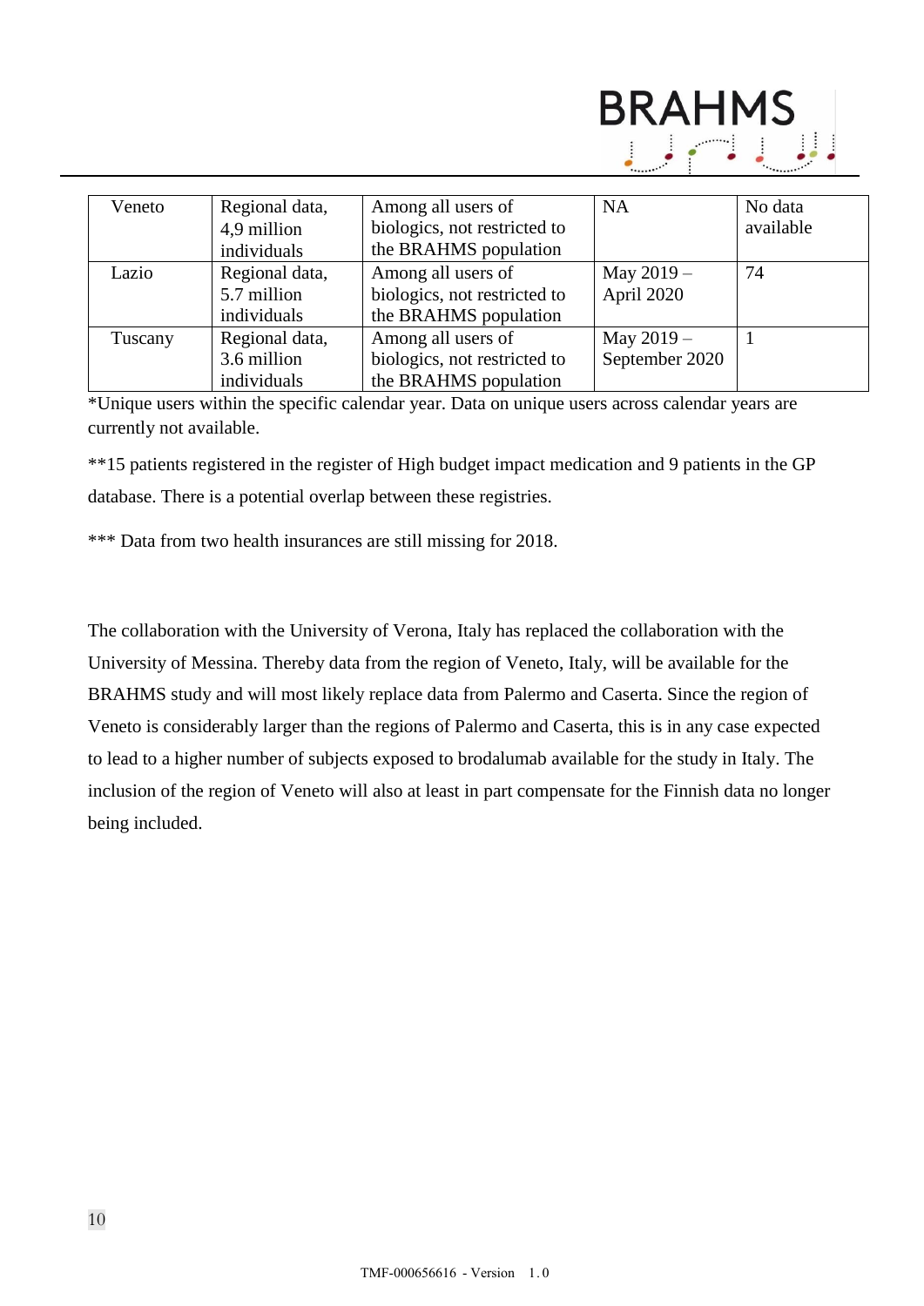| Veneto | Regional data, 4,9 million individuals | Among all users of biologics, not restricted to the BRAHMS population | NA | No data available |
|---|---|---|---|---|
| Lazio | Regional data, 5.7 million individuals | Among all users of biologics, not restricted to the BRAHMS population | May 2019 – April 2020 | 74 |
| Tuscany | Regional data, 3.6 million individuals | Among all users of biologics, not restricted to the BRAHMS population | May 2019 – September 2020 | 1 |

*Unique users within the specific calendar year. Data on unique users across calendar years are currently not available.

**15 patients registered in the register of High budget impact medication and 9 patients in the GP database. There is a potential overlap between these registries.

*** Data from two health insurances are still missing for 2018.

The collaboration with the University of Verona, Italy has replaced the collaboration with the University of Messina. Thereby data from the region of Veneto, Italy, will be available for the BRAHMS study and will most likely replace data from Palermo and Caserta. Since the region of Veneto is considerably larger than the regions of Palermo and Caserta, this is in any case expected to lead to a higher number of subjects exposed to brodalumab available for the study in Italy. The inclusion of the region of Veneto will also at least in part compensate for the Finnish data no longer being included.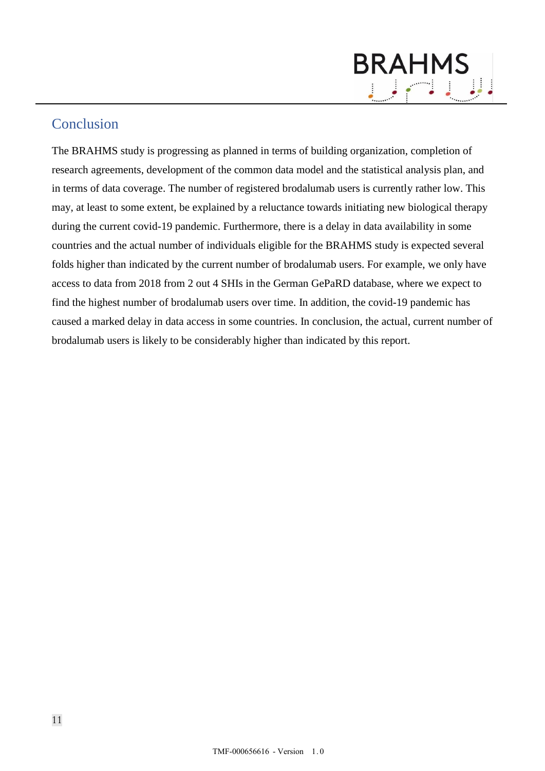## Conclusion

The BRAHMS study is progressing as planned in terms of building organization, completion of research agreements, development of the common data model and the statistical analysis plan, and in terms of data coverage. The number of registered brodalumab users is currently rather low. This may, at least to some extent, be explained by a reluctance towards initiating new biological therapy during the current covid-19 pandemic. Furthermore, there is a delay in data availability in some countries and the actual number of individuals eligible for the BRAHMS study is expected several folds higher than indicated by the current number of brodalumab users. For example, we only have access to data from 2018 from 2 out 4 SHIs in the German GePaRD database, where we expect to find the highest number of brodalumab users over time. In addition, the covid-19 pandemic has caused a marked delay in data access in some countries. In conclusion, the actual, current number of brodalumab users is likely to be considerably higher than indicated by this report.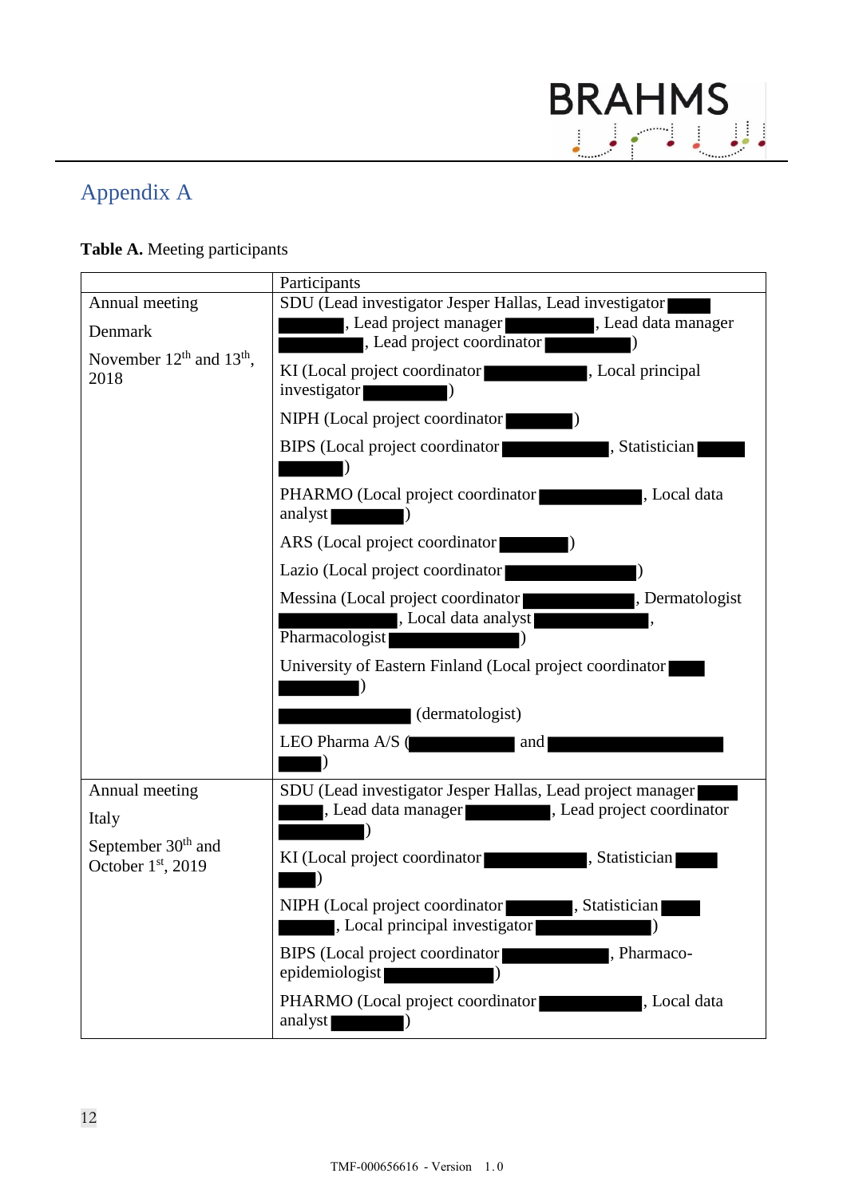# Appendix A

**Table A.** Meeting participants

| | Participants |
|---|---|
| Annual meeting<br><br>Denmark<br><br>November 12th and 13th, 2018 | SDU (Lead investigator Jesper Hallas, Lead investigator ████ ████, Lead project manager ████████, Lead data manager ████████, Lead project coordinator ████████)<br><br>KI (Local project coordinator ████████, Local principal investigator ████████)<br><br>NIPH (Local project coordinator ████████)<br><br>BIPS (Local project coordinator ████████, Statistician ████ ████)<br><br>PHARMO (Local project coordinator ████████, Local data analyst ████████)<br><br>ARS (Local project coordinator ████████)<br><br>Lazio (Local project coordinator ████████)<br><br>Messina (Local project coordinator ████████, Dermatologist ████████, Local data analyst ████████, Pharmacologist ████████)<br><br>University of Eastern Finland (Local project coordinator ████ ████████)<br><br>████████ (dermatologist)<br><br>LEO Pharma A/S (████████ and ████████ ████) |
| Annual meeting<br><br>Italy<br><br>September 30th and October 1st, 2019 | SDU (Lead investigator Jesper Hallas, Lead project manager ████ ████, Lead data manager ████████, Lead project coordinator ████████)<br><br>KI (Local project coordinator ████████, Statistician ████ ████)<br><br>NIPH (Local project coordinator ████████, Statistician ████ ████, Local principal investigator ████████)<br><br>BIPS (Local project coordinator ████████, Pharmaco-epidemiologist ████████)<br><br>PHARMO (Local project coordinator ████████, Local data analyst ████████) |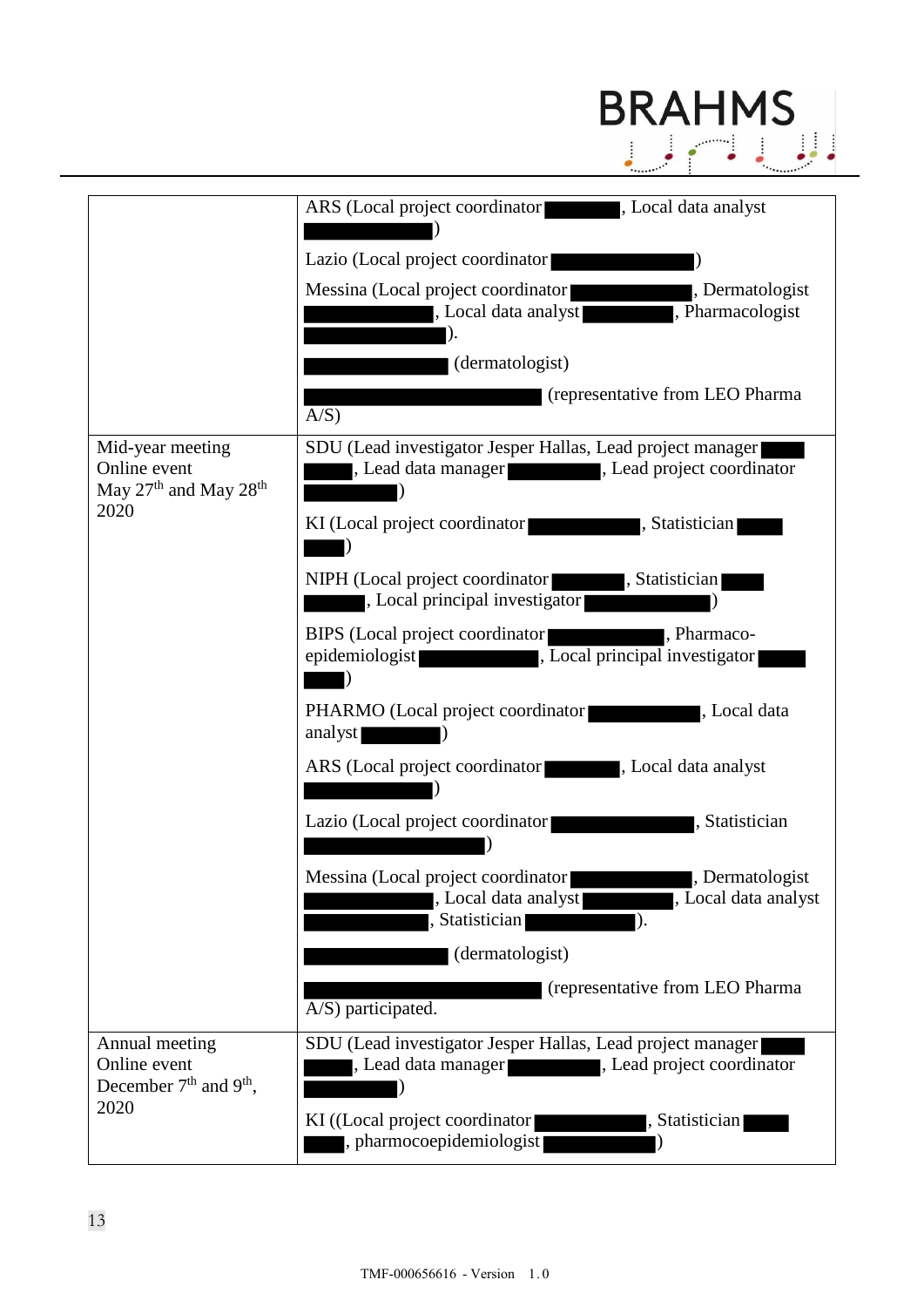| | |
|---|---|
| | ARS (Local project coordinator ███, Local data analyst ███)<br><br>Lazio (Local project coordinator ███)<br><br>Messina (Local project coordinator ███, Dermatologist ███, Local data analyst ███, Pharmacologist ███).<br><br>███ (dermatologist)<br><br>███ (representative from LEO Pharma A/S) |
| Mid-year meeting<br>Online event<br>May 27th and May 28th 2020 | SDU (Lead investigator Jesper Hallas, Lead project manager ███, Lead data manager ███, Lead project coordinator ███)<br><br>KI (Local project coordinator ███, Statistician ███)<br><br>NIPH (Local project coordinator ███, Statistician ███, Local principal investigator ███)<br><br>BIPS (Local project coordinator ███, Pharmaco-epidemiologist ███, Local principal investigator ███)<br><br>PHARMO (Local project coordinator ███, Local data analyst ███)<br><br>ARS (Local project coordinator ███, Local data analyst ███)<br><br>Lazio (Local project coordinator ███, Statistician ███)<br><br>Messina (Local project coordinator ███, Dermatologist ███, Local data analyst ███, Local data analyst ███, Statistician ███).<br><br>███ (dermatologist)<br><br>███ (representative from LEO Pharma A/S) participated. |
| Annual meeting<br>Online event<br>December 7th and 9th, 2020 | SDU (Lead investigator Jesper Hallas, Lead project manager ███, Lead data manager ███, Lead project coordinator ███)<br><br>KI ((Local project coordinator ███, Statistician ███, pharmocoepidemiologist ███) |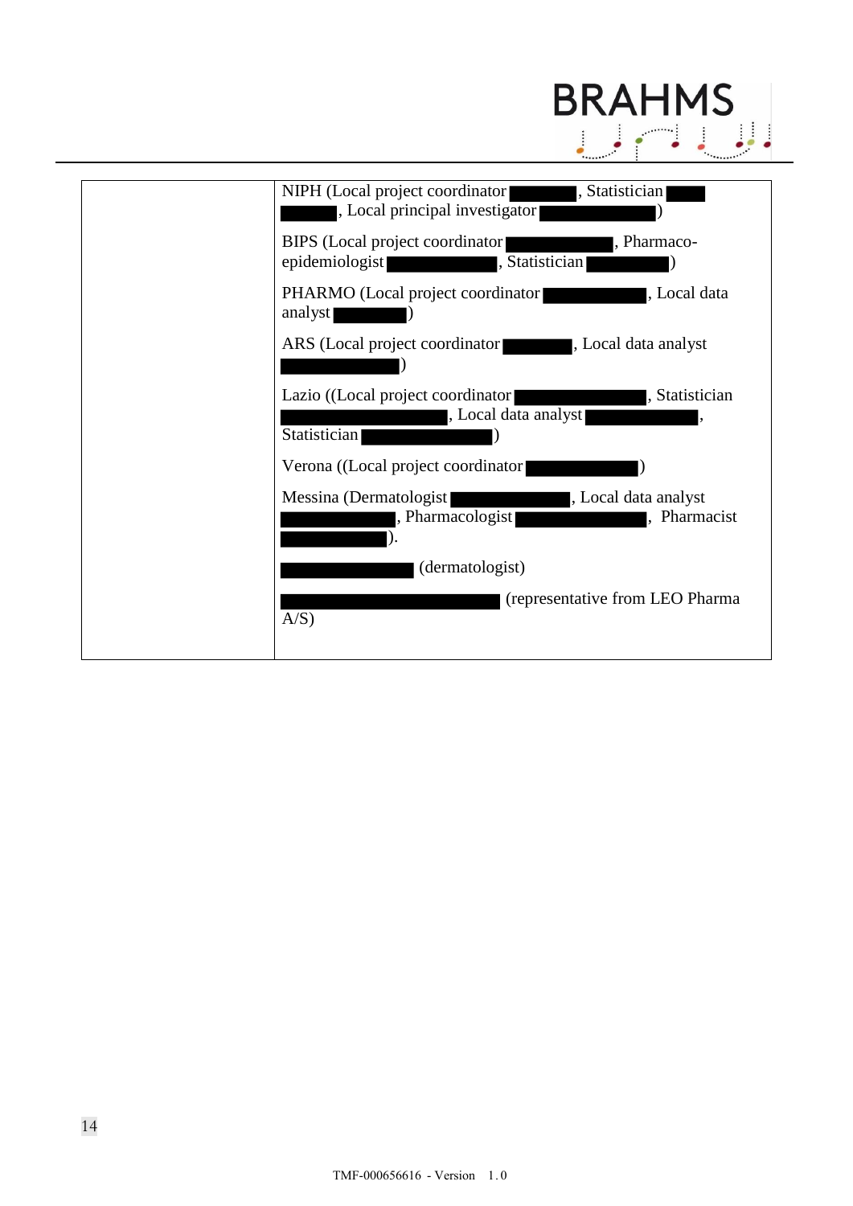| | |
|---|---|
| | NIPH (Local project coordinator , Statistician , Local principal investigator )<br><br>BIPS (Local project coordinator , Pharmaco-epidemiologist , Statistician )<br><br>PHARMO (Local project coordinator , Local data analyst )<br><br>ARS (Local project coordinator , Local data analyst )<br><br>Lazio ((Local project coordinator , Statistician , Local data analyst , Statistician )<br><br>Verona ((Local project coordinator )<br><br>Messina (Dermatologist , Local data analyst , Pharmacologist , Pharmacist ).<br><br>(dermatologist)<br><br>(representative from LEO Pharma A/S) |